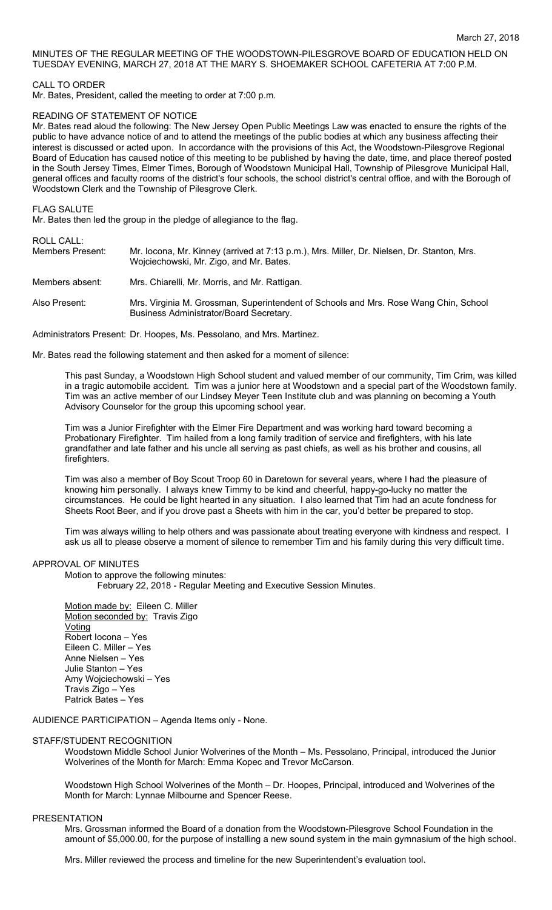March 27, 2018

MINUTES OF THE REGULAR MEETING OF THE WOODSTOWN-PILESGROVE BOARD OF EDUCATION HELD ON TUESDAY EVENING, MARCH 27, 2018 AT THE MARY S. SHOEMAKER SCHOOL CAFETERIA AT 7:00 P.M.

CALL TO ORDER

Mr. Bates, President, called the meeting to order at 7:00 p.m.

READING OF STATEMENT OF NOTICE

Mr. Bates read aloud the following: The New Jersey Open Public Meetings Law was enacted to ensure the rights of the public to have advance notice of and to attend the meetings of the public bodies at which any business affecting their interest is discussed or acted upon. In accordance with the provisions of this Act, the Woodstown-Pilesgrove Regional Board of Education has caused notice of this meeting to be published by having the date, time, and place thereof posted in the South Jersey Times, Elmer Times, Borough of Woodstown Municipal Hall, Township of Pilesgrove Municipal Hall, general offices and faculty rooms of the district's four schools, the school district's central office, and with the Borough of Woodstown Clerk and the Township of Pilesgrove Clerk.

FLAG SALUTE

Mr. Bates then led the group in the pledge of allegiance to the flag.

ROLL CALL:

Members Present: Mr. Iocona, Mr. Kinney (arrived at 7:13 p.m.), Mrs. Miller, Dr. Nielsen, Dr. Stanton, Mrs. Wojciechowski, Mr. Zigo, and Mr. Bates.

Members absent: Mrs. Chiarelli, Mr. Morris, and Mr. Rattigan.

Also Present: Mrs. Virginia M. Grossman, Superintendent of Schools and Mrs. Rose Wang Chin, School Business Administrator/Board Secretary.

Administrators Present: Dr. Hoopes, Ms. Pessolano, and Mrs. Martinez.

Mr. Bates read the following statement and then asked for a moment of silence:

This past Sunday, a Woodstown High School student and valued member of our community, Tim Crim, was killed in a tragic automobile accident. Tim was a junior here at Woodstown and a special part of the Woodstown family. Tim was an active member of our Lindsey Meyer Teen Institute club and was planning on becoming a Youth Advisory Counselor for the group this upcoming school year.

Tim was a Junior Firefighter with the Elmer Fire Department and was working hard toward becoming a Probationary Firefighter. Tim hailed from a long family tradition of service and firefighters, with his late grandfather and late father and his uncle all serving as past chiefs, as well as his brother and cousins, all firefighters.

Tim was also a member of Boy Scout Troop 60 in Daretown for several years, where I had the pleasure of knowing him personally. I always knew Timmy to be kind and cheerful, happy-go-lucky no matter the circumstances. He could be light hearted in any situation. I also learned that Tim had an acute fondness for Sheets Root Beer, and if you drove past a Sheets with him in the car, you'd better be prepared to stop.

Tim was always willing to help others and was passionate about treating everyone with kindness and respect. I ask us all to please observe a moment of silence to remember Tim and his family during this very difficult time.

APPROVAL OF MINUTES

Motion to approve the following minutes:

February 22, 2018 - Regular Meeting and Executive Session Minutes.

Motion made by: Eileen C. Miller
Motion seconded by: Travis Zigo
Voting
Robert Iocona – Yes
Eileen C. Miller – Yes
Anne Nielsen – Yes
Julie Stanton – Yes
Amy Wojciechowski – Yes
Travis Zigo – Yes
Patrick Bates – Yes

AUDIENCE PARTICIPATION – Agenda Items only - None.

STAFF/STUDENT RECOGNITION

Woodstown Middle School Junior Wolverines of the Month – Ms. Pessolano, Principal, introduced the Junior Wolverines of the Month for March: Emma Kopec and Trevor McCarson.

Woodstown High School Wolverines of the Month – Dr. Hoopes, Principal, introduced and Wolverines of the Month for March: Lynnae Milbourne and Spencer Reese.

PRESENTATION

Mrs. Grossman informed the Board of a donation from the Woodstown-Pilesgrove School Foundation in the amount of $5,000.00, for the purpose of installing a new sound system in the main gymnasium of the high school.

Mrs. Miller reviewed the process and timeline for the new Superintendent's evaluation tool.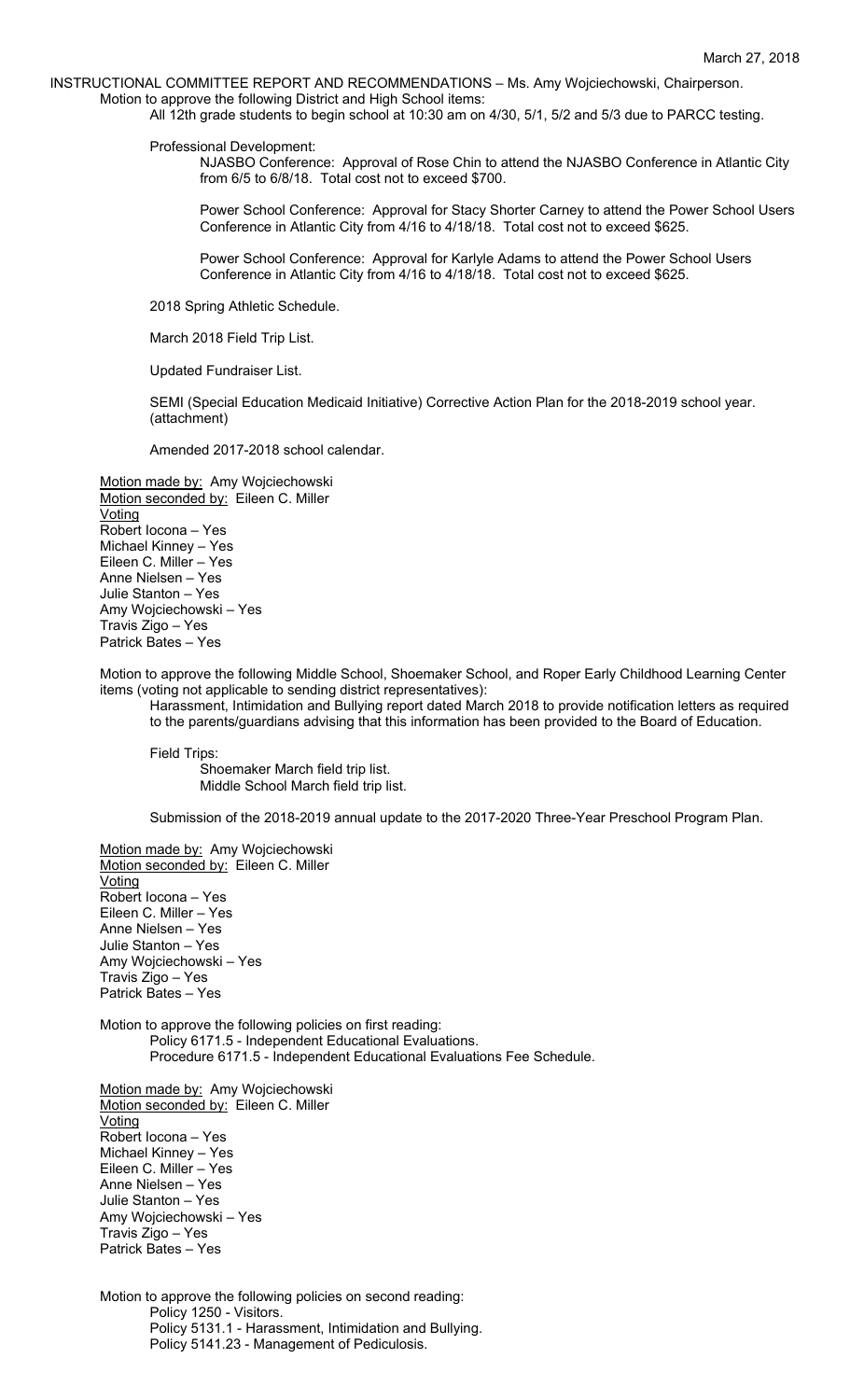March 27, 2018

INSTRUCTIONAL COMMITTEE REPORT AND RECOMMENDATIONS – Ms. Amy Wojciechowski, Chairperson.

Motion to approve the following District and High School items:

All 12th grade students to begin school at 10:30 am on 4/30, 5/1, 5/2 and 5/3 due to PARCC testing.

Professional Development:

NJASBO Conference: Approval of Rose Chin to attend the NJASBO Conference in Atlantic City from 6/5 to 6/8/18. Total cost not to exceed $700.

Power School Conference: Approval for Stacy Shorter Carney to attend the Power School Users Conference in Atlantic City from 4/16 to 4/18/18. Total cost not to exceed $625.

Power School Conference: Approval for Karlyle Adams to attend the Power School Users Conference in Atlantic City from 4/16 to 4/18/18. Total cost not to exceed $625.

2018 Spring Athletic Schedule.

March 2018 Field Trip List.

Updated Fundraiser List.

SEMI (Special Education Medicaid Initiative) Corrective Action Plan for the 2018-2019 school year. (attachment)

Amended 2017-2018 school calendar.

Motion made by: Amy Wojciechowski
Motion seconded by: Eileen C. Miller
Voting
Robert Iocona – Yes
Michael Kinney – Yes
Eileen C. Miller – Yes
Anne Nielsen – Yes
Julie Stanton – Yes
Amy Wojciechowski – Yes
Travis Zigo – Yes
Patrick Bates – Yes

Motion to approve the following Middle School, Shoemaker School, and Roper Early Childhood Learning Center items (voting not applicable to sending district representatives):

Harassment, Intimidation and Bullying report dated March 2018 to provide notification letters as required to the parents/guardians advising that this information has been provided to the Board of Education.

Field Trips:

Shoemaker March field trip list.
Middle School March field trip list.

Submission of the 2018-2019 annual update to the 2017-2020 Three-Year Preschool Program Plan.

Motion made by: Amy Wojciechowski
Motion seconded by: Eileen C. Miller
Voting
Robert Iocona – Yes
Eileen C. Miller – Yes
Anne Nielsen – Yes
Julie Stanton – Yes
Amy Wojciechowski – Yes
Travis Zigo – Yes
Patrick Bates – Yes

Motion to approve the following policies on first reading:

Policy 6171.5 - Independent Educational Evaluations.
Procedure 6171.5 - Independent Educational Evaluations Fee Schedule.

Motion made by: Amy Wojciechowski
Motion seconded by: Eileen C. Miller
Voting
Robert Iocona – Yes
Michael Kinney – Yes
Eileen C. Miller – Yes
Anne Nielsen – Yes
Julie Stanton – Yes
Amy Wojciechowski – Yes
Travis Zigo – Yes
Patrick Bates – Yes

Motion to approve the following policies on second reading:

Policy 1250 - Visitors.
Policy 5131.1 - Harassment, Intimidation and Bullying.
Policy 5141.23 - Management of Pediculosis.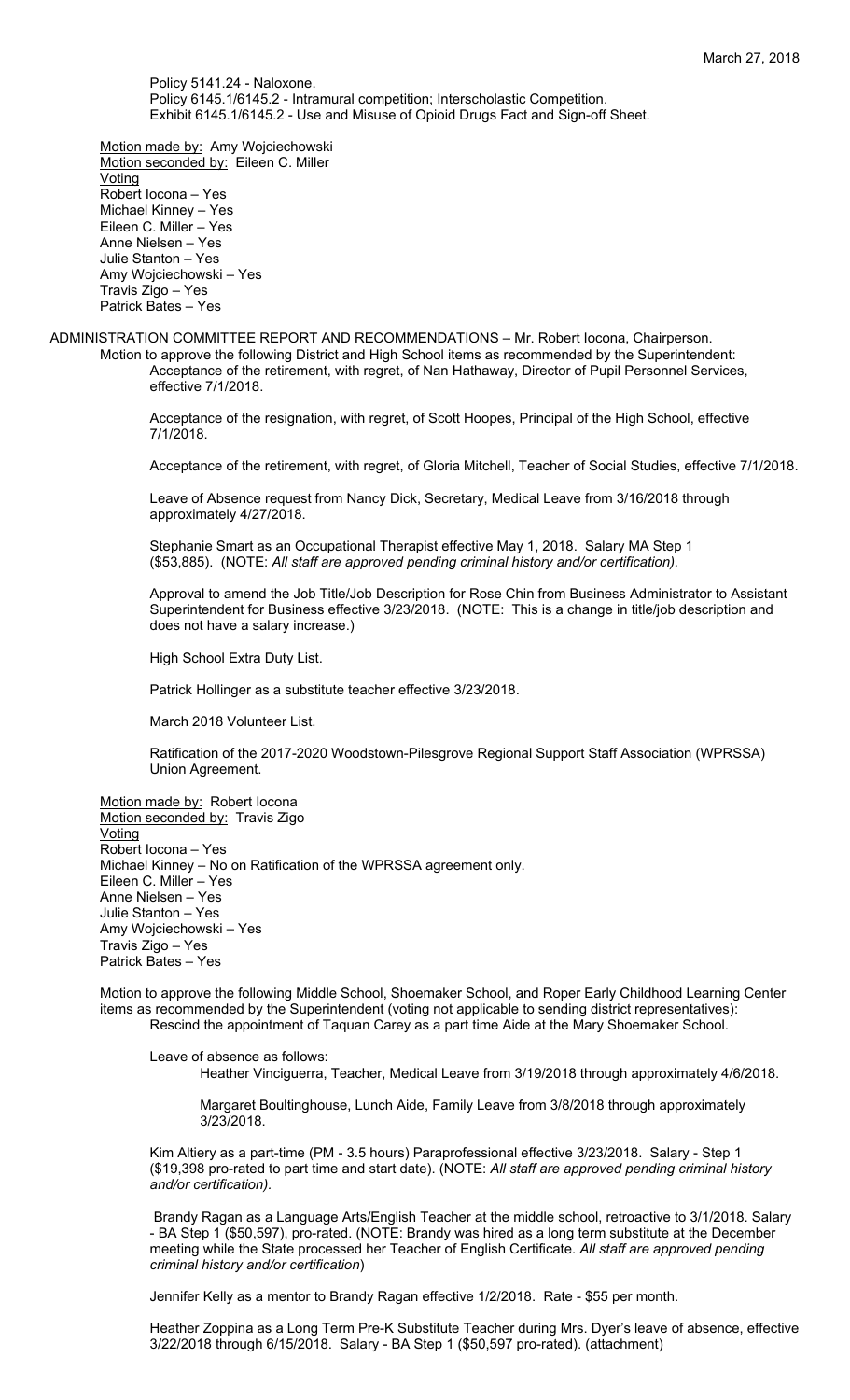Policy 5141.24 - Naloxone.
Policy 6145.1/6145.2 - Intramural competition; Interscholastic Competition.
Exhibit 6145.1/6145.2 - Use and Misuse of Opioid Drugs Fact and Sign-off Sheet.

Motion made by: Amy Wojciechowski
Motion seconded by: Eileen C. Miller
Voting
Robert Iocona – Yes
Michael Kinney – Yes
Eileen C. Miller – Yes
Anne Nielsen – Yes
Julie Stanton – Yes
Amy Wojciechowski – Yes
Travis Zigo – Yes
Patrick Bates – Yes

ADMINISTRATION COMMITTEE REPORT AND RECOMMENDATIONS – Mr. Robert Iocona, Chairperson.

Motion to approve the following District and High School items as recommended by the Superintendent:

Acceptance of the retirement, with regret, of Nan Hathaway, Director of Pupil Personnel Services, effective 7/1/2018.

Acceptance of the resignation, with regret, of Scott Hoopes, Principal of the High School, effective 7/1/2018.

Acceptance of the retirement, with regret, of Gloria Mitchell, Teacher of Social Studies, effective 7/1/2018.

Leave of Absence request from Nancy Dick, Secretary, Medical Leave from 3/16/2018 through approximately 4/27/2018.

Stephanie Smart as an Occupational Therapist effective May 1, 2018. Salary MA Step 1 ($53,885). (NOTE: *All staff are approved pending criminal history and/or certification).*

Approval to amend the Job Title/Job Description for Rose Chin from Business Administrator to Assistant Superintendent for Business effective 3/23/2018. (NOTE: This is a change in title/job description and does not have a salary increase.)

High School Extra Duty List.

Patrick Hollinger as a substitute teacher effective 3/23/2018.

March 2018 Volunteer List.

Ratification of the 2017-2020 Woodstown-Pilesgrove Regional Support Staff Association (WPRSSA) Union Agreement.

Motion made by: Robert Iocona
Motion seconded by: Travis Zigo
Voting
Robert Iocona – Yes
Michael Kinney – No on Ratification of the WPRSSA agreement only.
Eileen C. Miller – Yes
Anne Nielsen – Yes
Julie Stanton – Yes
Amy Wojciechowski – Yes
Travis Zigo – Yes
Patrick Bates – Yes

Motion to approve the following Middle School, Shoemaker School, and Roper Early Childhood Learning Center items as recommended by the Superintendent (voting not applicable to sending district representatives):

Rescind the appointment of Taquan Carey as a part time Aide at the Mary Shoemaker School.

Leave of absence as follows:

Heather Vinciguerra, Teacher, Medical Leave from 3/19/2018 through approximately 4/6/2018.

Margaret Boultinghouse, Lunch Aide, Family Leave from 3/8/2018 through approximately 3/23/2018.

Kim Altiery as a part-time (PM - 3.5 hours) Paraprofessional effective 3/23/2018. Salary - Step 1 ($19,398 pro-rated to part time and start date). (NOTE: *All staff are approved pending criminal history and/or certification).*

Brandy Ragan as a Language Arts/English Teacher at the middle school, retroactive to 3/1/2018. Salary - BA Step 1 ($50,597), pro-rated. (NOTE: Brandy was hired as a long term substitute at the December meeting while the State processed her Teacher of English Certificate. *All staff are approved pending criminal history and/or certification*)

Jennifer Kelly as a mentor to Brandy Ragan effective 1/2/2018. Rate - $55 per month.

Heather Zoppina as a Long Term Pre-K Substitute Teacher during Mrs. Dyer's leave of absence, effective 3/22/2018 through 6/15/2018. Salary - BA Step 1 ($50,597 pro-rated). (attachment)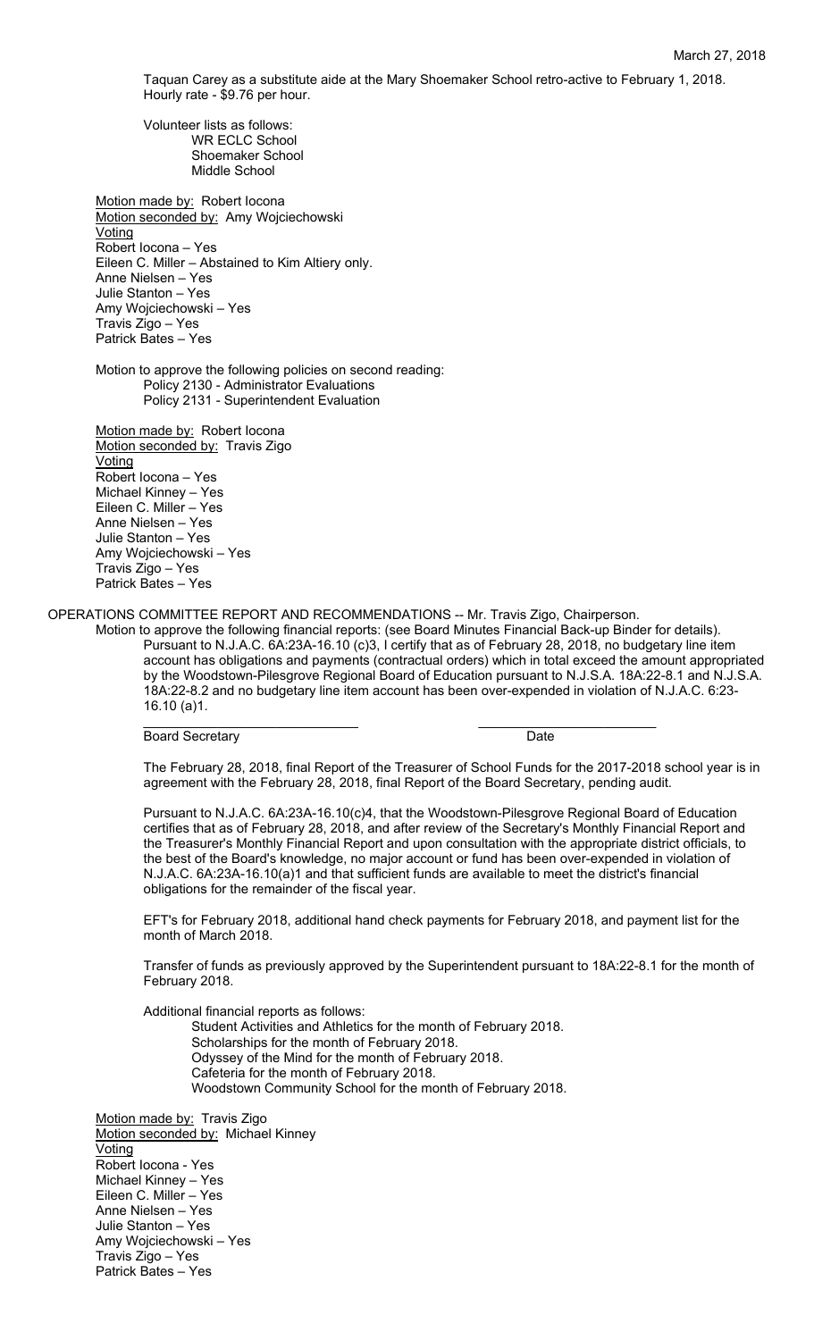Taquan Carey as a substitute aide at the Mary Shoemaker School retro-active to February 1, 2018. Hourly rate - $9.76 per hour.

Volunteer lists as follows:
- WR ECLC School
- Shoemaker School
- Middle School

Motion made by: Robert Iocona
Motion seconded by: Amy Wojciechowski
Voting
Robert Iocona – Yes
Eileen C. Miller – Abstained to Kim Altiery only.
Anne Nielsen – Yes
Julie Stanton – Yes
Amy Wojciechowski – Yes
Travis Zigo – Yes
Patrick Bates – Yes

Motion to approve the following policies on second reading:
- Policy 2130 - Administrator Evaluations
- Policy 2131 - Superintendent Evaluation

Motion made by: Robert Iocona
Motion seconded by: Travis Zigo
Voting
Robert Iocona – Yes
Michael Kinney – Yes
Eileen C. Miller – Yes
Anne Nielsen – Yes
Julie Stanton – Yes
Amy Wojciechowski – Yes
Travis Zigo – Yes
Patrick Bates – Yes

OPERATIONS COMMITTEE REPORT AND RECOMMENDATIONS -- Mr. Travis Zigo, Chairperson.

Motion to approve the following financial reports: (see Board Minutes Financial Back-up Binder for details).

Pursuant to N.J.A.C. 6A:23A-16.10 (c)3, I certify that as of February 28, 2018, no budgetary line item account has obligations and payments (contractual orders) which in total exceed the amount appropriated by the Woodstown-Pilesgrove Regional Board of Education pursuant to N.J.S.A. 18A:22-8.1 and N.J.S.A. 18A:22-8.2 and no budgetary line item account has been over-expended in violation of N.J.A.C. 6:23-16.10 (a)1.

\_\_\_\_\_\_\_\_\_\_\_\_\_\_\_\_\_\_\_\_\_\_\_\_\_\_\_\_ \_\_\_\_\_\_\_\_\_\_\_\_\_\_\_\_\_\_\_\_\_\_\_\_
Board Secretary Date

The February 28, 2018, final Report of the Treasurer of School Funds for the 2017-2018 school year is in agreement with the February 28, 2018, final Report of the Board Secretary, pending audit.

Pursuant to N.J.A.C. 6A:23A-16.10(c)4, that the Woodstown-Pilesgrove Regional Board of Education certifies that as of February 28, 2018, and after review of the Secretary's Monthly Financial Report and the Treasurer's Monthly Financial Report and upon consultation with the appropriate district officials, to the best of the Board's knowledge, no major account or fund has been over-expended in violation of N.J.A.C. 6A:23A-16.10(a)1 and that sufficient funds are available to meet the district's financial obligations for the remainder of the fiscal year.

EFT's for February 2018, additional hand check payments for February 2018, and payment list for the month of March 2018.

Transfer of funds as previously approved by the Superintendent pursuant to 18A:22-8.1 for the month of February 2018.

Additional financial reports as follows:
- Student Activities and Athletics for the month of February 2018.
- Scholarships for the month of February 2018.
- Odyssey of the Mind for the month of February 2018.
- Cafeteria for the month of February 2018.
- Woodstown Community School for the month of February 2018.

Motion made by: Travis Zigo
Motion seconded by: Michael Kinney
Voting
Robert Iocona - Yes
Michael Kinney – Yes
Eileen C. Miller – Yes
Anne Nielsen – Yes
Julie Stanton – Yes
Amy Wojciechowski – Yes
Travis Zigo – Yes
Patrick Bates – Yes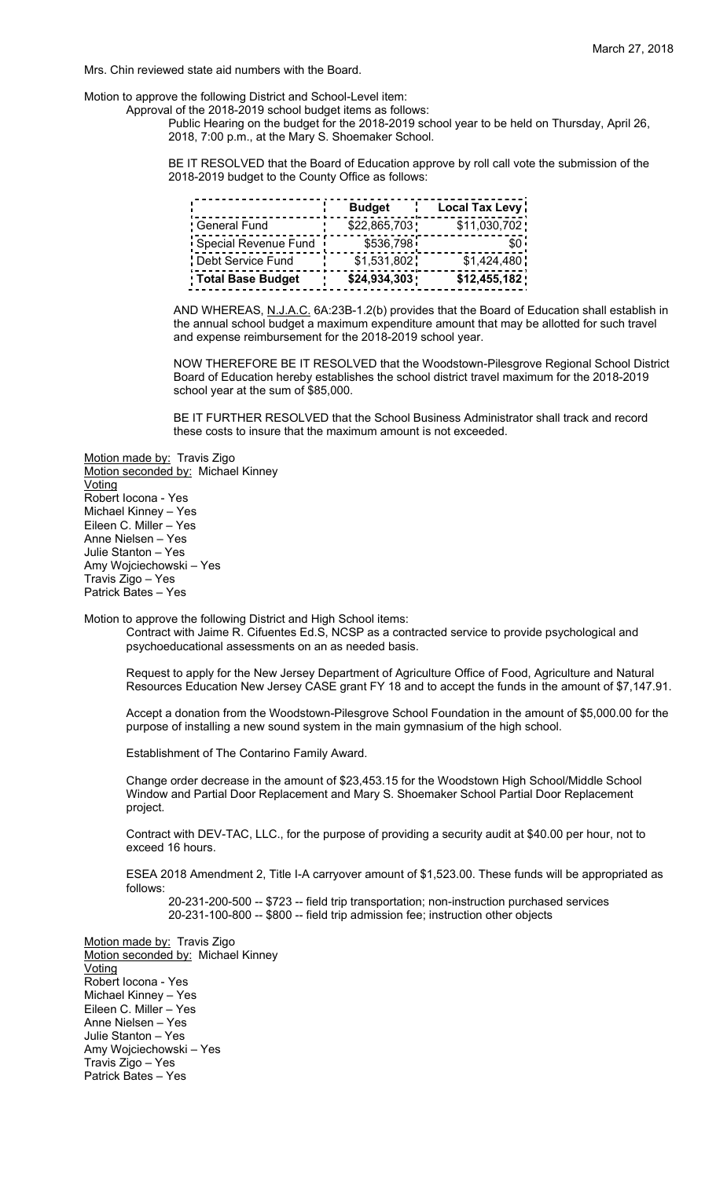March 27, 2018

Mrs. Chin reviewed state aid numbers with the Board.

Motion to approve the following District and School-Level item:

Approval of the 2018-2019 school budget items as follows:

Public Hearing on the budget for the 2018-2019 school year to be held on Thursday, April 26, 2018, 7:00 p.m., at the Mary S. Shoemaker School.

BE IT RESOLVED that the Board of Education approve by roll call vote the submission of the 2018-2019 budget to the County Office as follows:

| | Budget | Local Tax Levy |
|---|---|---|
| General Fund | $22,865,703 | $11,030,702 |
| Special Revenue Fund | $536,798 | $0 |
| Debt Service Fund | $1,531,802 | $1,424,480 |
| **Total Base Budget** | **$24,934,303** | **$12,455,182** |

AND WHEREAS, N.J.A.C. 6A:23B-1.2(b) provides that the Board of Education shall establish in the annual school budget a maximum expenditure amount that may be allotted for such travel and expense reimbursement for the 2018-2019 school year.

NOW THEREFORE BE IT RESOLVED that the Woodstown-Pilesgrove Regional School District Board of Education hereby establishes the school district travel maximum for the 2018-2019 school year at the sum of $85,000.

BE IT FURTHER RESOLVED that the School Business Administrator shall track and record these costs to insure that the maximum amount is not exceeded.

Motion made by: Travis Zigo
Motion seconded by: Michael Kinney
Voting
Robert Iocona - Yes
Michael Kinney – Yes
Eileen C. Miller – Yes
Anne Nielsen – Yes
Julie Stanton – Yes
Amy Wojciechowski – Yes
Travis Zigo – Yes
Patrick Bates – Yes

Motion to approve the following District and High School items:

Contract with Jaime R. Cifuentes Ed.S, NCSP as a contracted service to provide psychological and psychoeducational assessments on an as needed basis.

Request to apply for the New Jersey Department of Agriculture Office of Food, Agriculture and Natural Resources Education New Jersey CASE grant FY 18 and to accept the funds in the amount of $7,147.91.

Accept a donation from the Woodstown-Pilesgrove School Foundation in the amount of $5,000.00 for the purpose of installing a new sound system in the main gymnasium of the high school.

Establishment of The Contarino Family Award.

Change order decrease in the amount of $23,453.15 for the Woodstown High School/Middle School Window and Partial Door Replacement and Mary S. Shoemaker School Partial Door Replacement project.

Contract with DEV-TAC, LLC., for the purpose of providing a security audit at $40.00 per hour, not to exceed 16 hours.

ESEA 2018 Amendment 2, Title I-A carryover amount of $1,523.00. These funds will be appropriated as follows:

20-231-200-500 -- $723 -- field trip transportation; non-instruction purchased services
20-231-100-800 -- $800 -- field trip admission fee; instruction other objects

Motion made by: Travis Zigo
Motion seconded by: Michael Kinney
Voting
Robert Iocona - Yes
Michael Kinney – Yes
Eileen C. Miller – Yes
Anne Nielsen – Yes
Julie Stanton – Yes
Amy Wojciechowski – Yes
Travis Zigo – Yes
Patrick Bates – Yes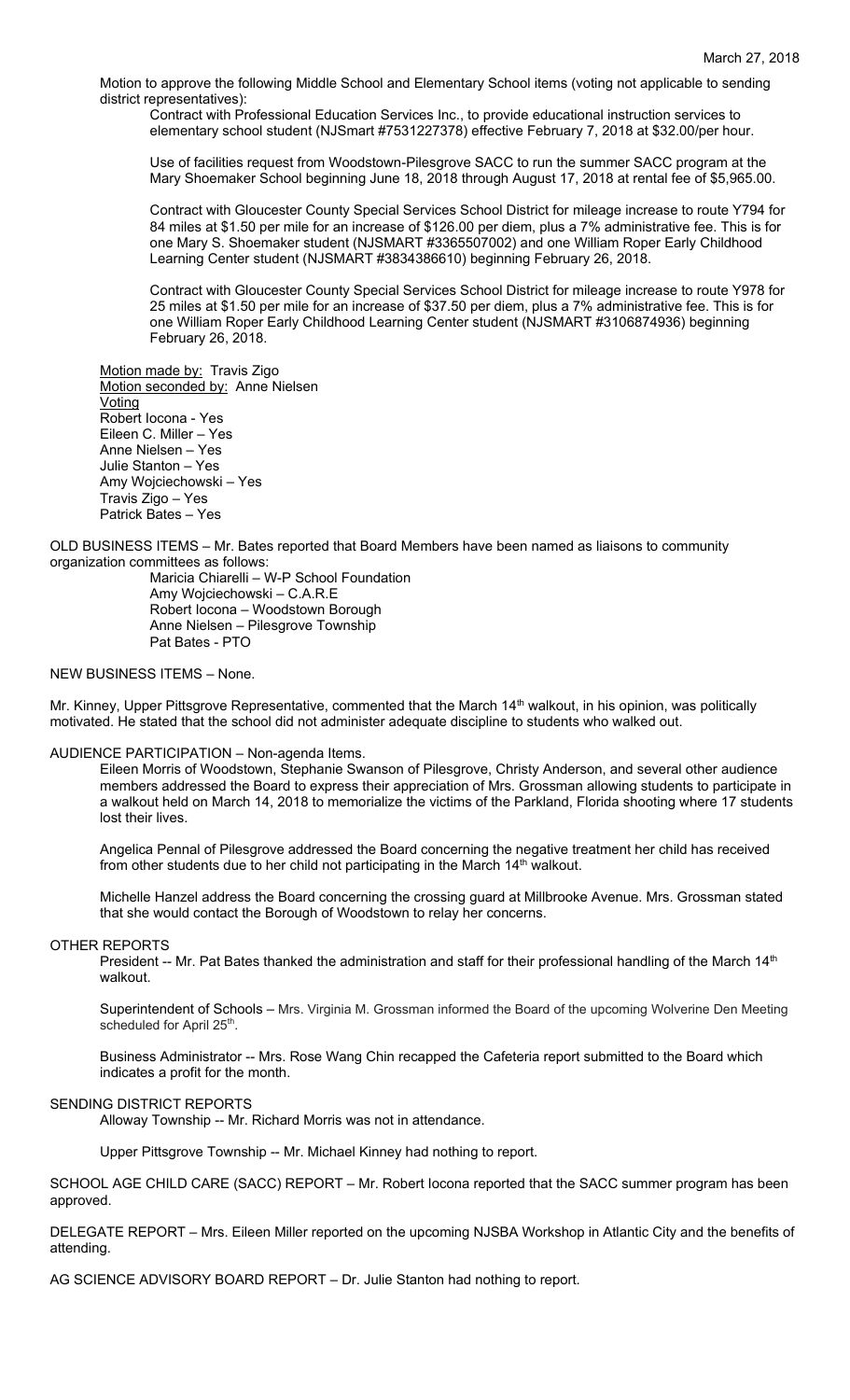Motion to approve the following Middle School and Elementary School items (voting not applicable to sending district representatives):

Contract with Professional Education Services Inc., to provide educational instruction services to elementary school student (NJSmart #7531227378) effective February 7, 2018 at $32.00/per hour.

Use of facilities request from Woodstown-Pilesgrove SACC to run the summer SACC program at the Mary Shoemaker School beginning June 18, 2018 through August 17, 2018 at rental fee of $5,965.00.

Contract with Gloucester County Special Services School District for mileage increase to route Y794 for 84 miles at $1.50 per mile for an increase of $126.00 per diem, plus a 7% administrative fee. This is for one Mary S. Shoemaker student (NJSMART #3365507002) and one William Roper Early Childhood Learning Center student (NJSMART #3834386610) beginning February 26, 2018.

Contract with Gloucester County Special Services School District for mileage increase to route Y978 for 25 miles at $1.50 per mile for an increase of $37.50 per diem, plus a 7% administrative fee. This is for one William Roper Early Childhood Learning Center student (NJSMART #3106874936) beginning February 26, 2018.

Motion made by: Travis Zigo
Motion seconded by: Anne Nielsen
Voting
Robert Iocona - Yes
Eileen C. Miller – Yes
Anne Nielsen – Yes
Julie Stanton – Yes
Amy Wojciechowski – Yes
Travis Zigo – Yes
Patrick Bates – Yes

OLD BUSINESS ITEMS – Mr. Bates reported that Board Members have been named as liaisons to community organization committees as follows:

Maricia Chiarelli – W-P School Foundation
Amy Wojciechowski – C.A.R.E
Robert Iocona – Woodstown Borough
Anne Nielsen – Pilesgrove Township
Pat Bates - PTO

NEW BUSINESS ITEMS – None.

Mr. Kinney, Upper Pittsgrove Representative, commented that the March 14th walkout, in his opinion, was politically motivated. He stated that the school did not administer adequate discipline to students who walked out.

AUDIENCE PARTICIPATION – Non-agenda Items.

Eileen Morris of Woodstown, Stephanie Swanson of Pilesgrove, Christy Anderson, and several other audience members addressed the Board to express their appreciation of Mrs. Grossman allowing students to participate in a walkout held on March 14, 2018 to memorialize the victims of the Parkland, Florida shooting where 17 students lost their lives.

Angelica Pennal of Pilesgrove addressed the Board concerning the negative treatment her child has received from other students due to her child not participating in the March 14th walkout.

Michelle Hanzel address the Board concerning the crossing guard at Millbrooke Avenue. Mrs. Grossman stated that she would contact the Borough of Woodstown to relay her concerns.

OTHER REPORTS

President -- Mr. Pat Bates thanked the administration and staff for their professional handling of the March 14th walkout.

Superintendent of Schools – Mrs. Virginia M. Grossman informed the Board of the upcoming Wolverine Den Meeting scheduled for April 25th.

Business Administrator -- Mrs. Rose Wang Chin recapped the Cafeteria report submitted to the Board which indicates a profit for the month.

SENDING DISTRICT REPORTS

Alloway Township -- Mr. Richard Morris was not in attendance.

Upper Pittsgrove Township -- Mr. Michael Kinney had nothing to report.

SCHOOL AGE CHILD CARE (SACC) REPORT – Mr. Robert Iocona reported that the SACC summer program has been approved.

DELEGATE REPORT – Mrs. Eileen Miller reported on the upcoming NJSBA Workshop in Atlantic City and the benefits of attending.

AG SCIENCE ADVISORY BOARD REPORT – Dr. Julie Stanton had nothing to report.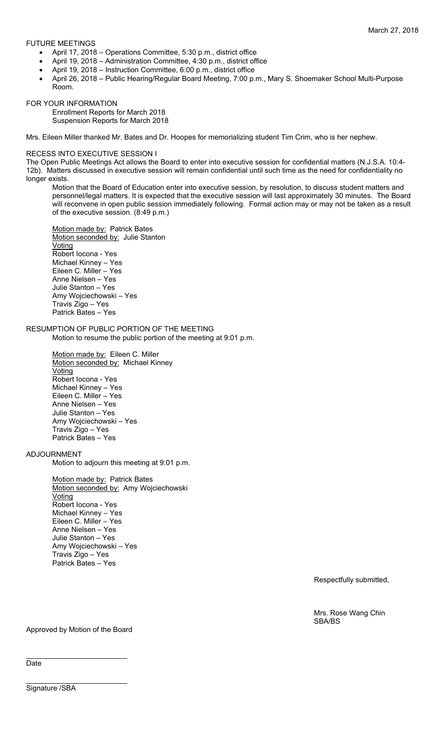March 27, 2018

FUTURE MEETINGS

- April 17, 2018 – Operations Committee, 5:30 p.m., district office
- April 19, 2018 – Administration Committee, 4:30 p.m., district office
- April 19, 2018 – Instruction Committee, 6:00 p.m., district office
- April 26, 2018 – Public Hearing/Regular Board Meeting, 7:00 p.m., Mary S. Shoemaker School Multi-Purpose Room.

FOR YOUR INFORMATION

Enrollment Reports for March 2018
Suspension Reports for March 2018

Mrs. Eileen Miller thanked Mr. Bates and Dr. Hoopes for memorializing student Tim Crim, who is her nephew.

RECESS INTO EXECUTIVE SESSION I

The Open Public Meetings Act allows the Board to enter into executive session for confidential matters (N.J.S.A. 10:4-12b). Matters discussed in executive session will remain confidential until such time as the need for confidentiality no longer exists.

Motion that the Board of Education enter into executive session, by resolution, to discuss student matters and personnel/legal matters. It is expected that the executive session will last approximately 30 minutes. The Board will reconvene in open public session immediately following. Formal action may or may not be taken as a result of the executive session. (8:49 p.m.)

Motion made by: Patrick Bates
Motion seconded by: Julie Stanton
Voting
Robert Iocona - Yes
Michael Kinney – Yes
Eileen C. Miller – Yes
Anne Nielsen – Yes
Julie Stanton – Yes
Amy Wojciechowski – Yes
Travis Zigo – Yes
Patrick Bates – Yes

RESUMPTION OF PUBLIC PORTION OF THE MEETING

Motion to resume the public portion of the meeting at 9:01 p.m.

Motion made by: Eileen C. Miller
Motion seconded by: Michael Kinney
Voting
Robert Iocona - Yes
Michael Kinney – Yes
Eileen C. Miller – Yes
Anne Nielsen – Yes
Julie Stanton – Yes
Amy Wojciechowski – Yes
Travis Zigo – Yes
Patrick Bates – Yes

ADJOURNMENT

Motion to adjourn this meeting at 9:01 p.m.

Motion made by: Patrick Bates
Motion seconded by: Amy Wojciechowski
Voting
Robert Iocona - Yes
Michael Kinney – Yes
Eileen C. Miller – Yes
Anne Nielsen – Yes
Julie Stanton – Yes
Amy Wojciechowski – Yes
Travis Zigo – Yes
Patrick Bates – Yes

Respectfully submitted,

Mrs. Rose Wang Chin
SBA/BS

Approved by Motion of the Board

____________________________
Date

____________________________
Signature /SBA